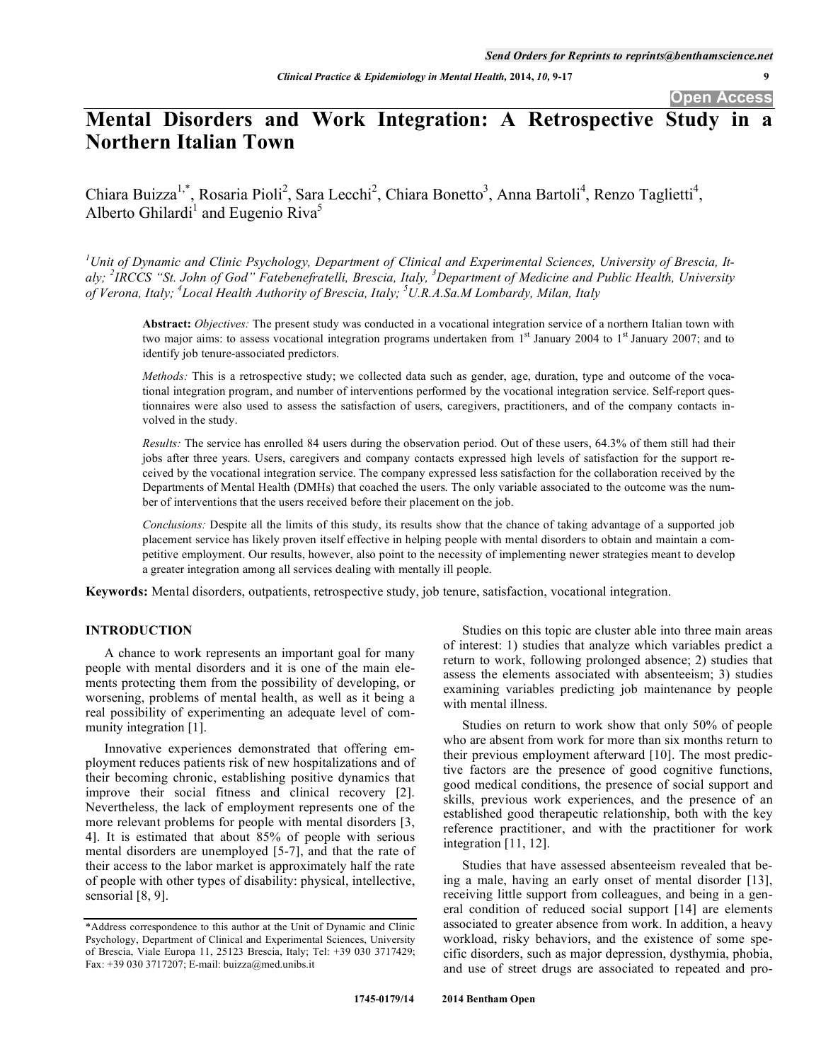# Mental Disorders and Work Integration: A Retrospective Study in a Northern Italian Town

Chiara Buizza[1,*], Rosaria Pioli[2], Sara Lecchi[2], Chiara Bonetto[3], Anna Bartoli[4], Renzo Taglietti[4], Alberto Ghilardi[1] and Eugenio Riva[5]

*[1]Unit of Dynamic and Clinic Psychology, Department of Clinical and Experimental Sciences, University of Brescia, Italy; [2]IRCCS "St. John of God" Fatebenefratelli, Brescia, Italy, [3]Department of Medicine and Public Health, University of Verona, Italy; [4]Local Health Authority of Brescia, Italy; [5]U.R.A.Sa.M Lombardy, Milan, Italy*

**Abstract:** *Objectives:* The present study was conducted in a vocational integration service of a northern Italian town with two major aims: to assess vocational integration programs undertaken from 1st January 2004 to 1st January 2007; and to identify job tenure-associated predictors.

*Methods:* This is a retrospective study; we collected data such as gender, age, duration, type and outcome of the vocational integration program, and number of interventions performed by the vocational integration service. Self-report questionnaires were also used to assess the satisfaction of users, caregivers, practitioners, and of the company contacts involved in the study.

*Results:* The service has enrolled 84 users during the observation period. Out of these users, 64.3% of them still had their jobs after three years. Users, caregivers and company contacts expressed high levels of satisfaction for the support received by the vocational integration service. The company expressed less satisfaction for the collaboration received by the Departments of Mental Health (DMHs) that coached the users. The only variable associated to the outcome was the number of interventions that the users received before their placement on the job.

*Conclusions:* Despite all the limits of this study, its results show that the chance of taking advantage of a supported job placement service has likely proven itself effective in helping people with mental disorders to obtain and maintain a competitive employment. Our results, however, also point to the necessity of implementing newer strategies meant to develop a greater integration among all services dealing with mentally ill people.

**Keywords:** Mental disorders, outpatients, retrospective study, job tenure, satisfaction, vocational integration.

## INTRODUCTION

A chance to work represents an important goal for many people with mental disorders and it is one of the main elements protecting them from the possibility of developing, or worsening, problems of mental health, as well as it being a real possibility of experimenting an adequate level of community integration [1].

Innovative experiences demonstrated that offering employment reduces patients risk of new hospitalizations and of their becoming chronic, establishing positive dynamics that improve their social fitness and clinical recovery [2]. Nevertheless, the lack of employment represents one of the more relevant problems for people with mental disorders [3, 4]. It is estimated that about 85% of people with serious mental disorders are unemployed [5-7], and that the rate of their access to the labor market is approximately half the rate of people with other types of disability: physical, intellective, sensorial [8, 9].

Studies on this topic are cluster able into three main areas of interest: 1) studies that analyze which variables predict a return to work, following prolonged absence; 2) studies that assess the elements associated with absenteeism; 3) studies examining variables predicting job maintenance by people with mental illness.

Studies on return to work show that only 50% of people who are absent from work for more than six months return to their previous employment afterward [10]. The most predictive factors are the presence of good cognitive functions, good medical conditions, the presence of social support and skills, previous work experiences, and the presence of an established good therapeutic relationship, both with the key reference practitioner, and with the practitioner for work integration [11, 12].

Studies that have assessed absenteeism revealed that being a male, having an early onset of mental disorder [13], receiving little support from colleagues, and being in a general condition of reduced social support [14] are elements associated to greater absence from work. In addition, a heavy workload, risky behaviors, and the existence of some specific disorders, such as major depression, dysthymia, phobia, and use of street drugs are associated to repeated and pro-

*Address correspondence to this author at the Unit of Dynamic and Clinic Psychology, Department of Clinical and Experimental Sciences, University of Brescia, Viale Europa 11, 25123 Brescia, Italy; Tel: +39 030 3717429; Fax: +39 030 3717207; E-mail: buizza@med.unibs.it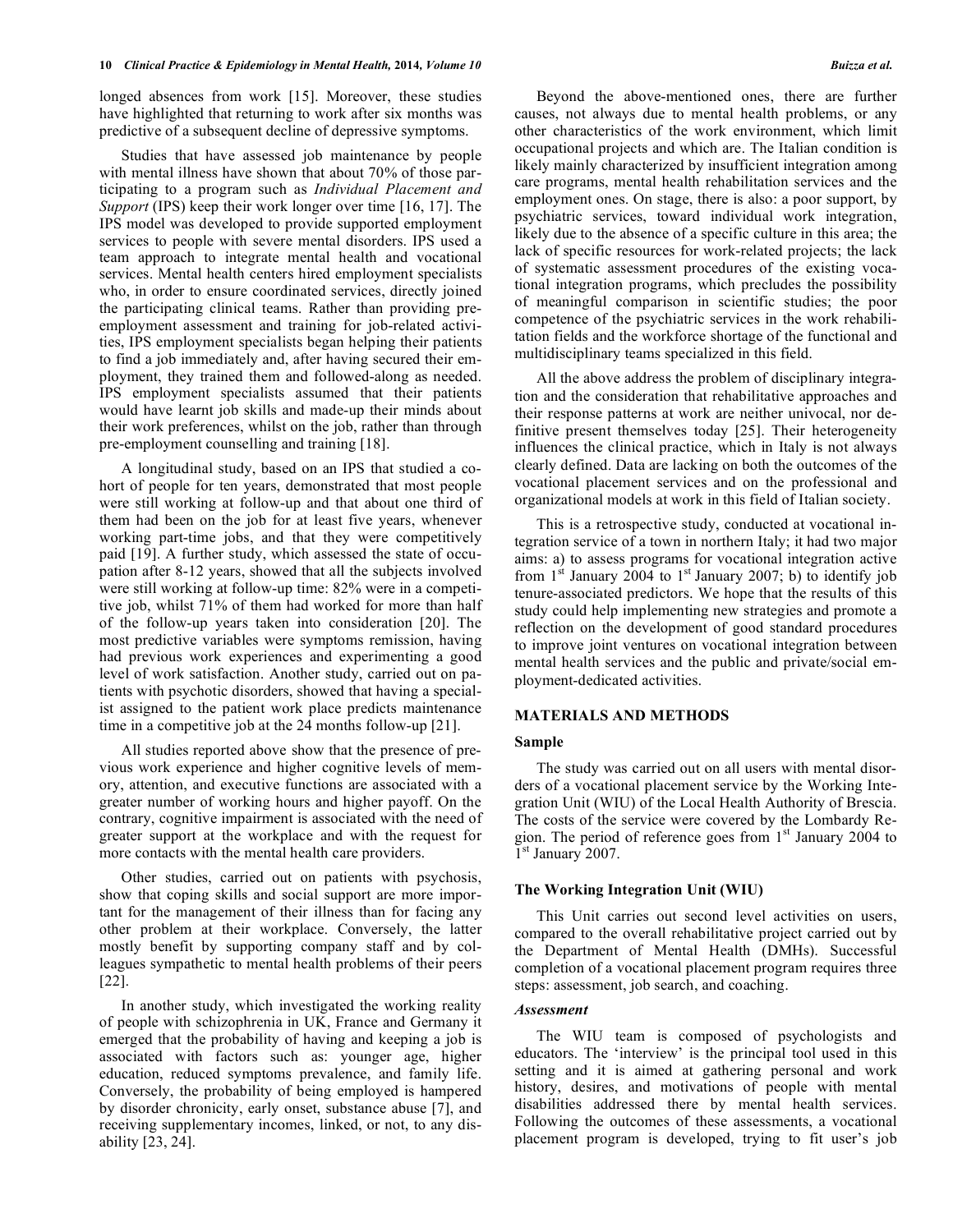longed absences from work [15]. Moreover, these studies have highlighted that returning to work after six months was predictive of a subsequent decline of depressive symptoms.

Studies that have assessed job maintenance by people with mental illness have shown that about 70% of those participating to a program such as *Individual Placement and Support* (IPS) keep their work longer over time [16, 17]. The IPS model was developed to provide supported employment services to people with severe mental disorders. IPS used a team approach to integrate mental health and vocational services. Mental health centers hired employment specialists who, in order to ensure coordinated services, directly joined the participating clinical teams. Rather than providing pre-employment assessment and training for job-related activities, IPS employment specialists began helping their patients to find a job immediately and, after having secured their employment, they trained them and followed-along as needed. IPS employment specialists assumed that their patients would have learnt job skills and made-up their minds about their work preferences, whilst on the job, rather than through pre-employment counselling and training [18].

A longitudinal study, based on an IPS that studied a cohort of people for ten years, demonstrated that most people were still working at follow-up and that about one third of them had been on the job for at least five years, whenever working part-time jobs, and that they were competitively paid [19]. A further study, which assessed the state of occupation after 8-12 years, showed that all the subjects involved were still working at follow-up time: 82% were in a competitive job, whilst 71% of them had worked for more than half of the follow-up years taken into consideration [20]. The most predictive variables were symptoms remission, having had previous work experiences and experimenting a good level of work satisfaction. Another study, carried out on patients with psychotic disorders, showed that having a specialist assigned to the patient work place predicts maintenance time in a competitive job at the 24 months follow-up [21].

All studies reported above show that the presence of previous work experience and higher cognitive levels of memory, attention, and executive functions are associated with a greater number of working hours and higher payoff. On the contrary, cognitive impairment is associated with the need of greater support at the workplace and with the request for more contacts with the mental health care providers.

Other studies, carried out on patients with psychosis, show that coping skills and social support are more important for the management of their illness than for facing any other problem at their workplace. Conversely, the latter mostly benefit by supporting company staff and by colleagues sympathetic to mental health problems of their peers [22].

In another study, which investigated the working reality of people with schizophrenia in UK, France and Germany it emerged that the probability of having and keeping a job is associated with factors such as: younger age, higher education, reduced symptoms prevalence, and family life. Conversely, the probability of being employed is hampered by disorder chronicity, early onset, substance abuse [7], and receiving supplementary incomes, linked, or not, to any disability [23, 24].

Beyond the above-mentioned ones, there are further causes, not always due to mental health problems, or any other characteristics of the work environment, which limit occupational projects and which are. The Italian condition is likely mainly characterized by insufficient integration among care programs, mental health rehabilitation services and the employment ones. On stage, there is also: a poor support, by psychiatric services, toward individual work integration, likely due to the absence of a specific culture in this area; the lack of specific resources for work-related projects; the lack of systematic assessment procedures of the existing vocational integration programs, which precludes the possibility of meaningful comparison in scientific studies; the poor competence of the psychiatric services in the work rehabilitation fields and the workforce shortage of the functional and multidisciplinary teams specialized in this field.

All the above address the problem of disciplinary integration and the consideration that rehabilitative approaches and their response patterns at work are neither univocal, nor definitive present themselves today [25]. Their heterogeneity influences the clinical practice, which in Italy is not always clearly defined. Data are lacking on both the outcomes of the vocational placement services and on the professional and organizational models at work in this field of Italian society.

This is a retrospective study, conducted at vocational integration service of a town in northern Italy; it had two major aims: a) to assess programs for vocational integration active from 1st January 2004 to 1st January 2007; b) to identify job tenure-associated predictors. We hope that the results of this study could help implementing new strategies and promote a reflection on the development of good standard procedures to improve joint ventures on vocational integration between mental health services and the public and private/social employment-dedicated activities.

## MATERIALS AND METHODS

### Sample

The study was carried out on all users with mental disorders of a vocational placement service by the Working Integration Unit (WIU) of the Local Health Authority of Brescia. The costs of the service were covered by the Lombardy Region. The period of reference goes from 1st January 2004 to 1st January 2007.

### The Working Integration Unit (WIU)

This Unit carries out second level activities on users, compared to the overall rehabilitative project carried out by the Department of Mental Health (DMHs). Successful completion of a vocational placement program requires three steps: assessment, job search, and coaching.

#### *Assessment*

The WIU team is composed of psychologists and educators. The 'interview' is the principal tool used in this setting and it is aimed at gathering personal and work history, desires, and motivations of people with mental disabilities addressed there by mental health services. Following the outcomes of these assessments, a vocational placement program is developed, trying to fit user's job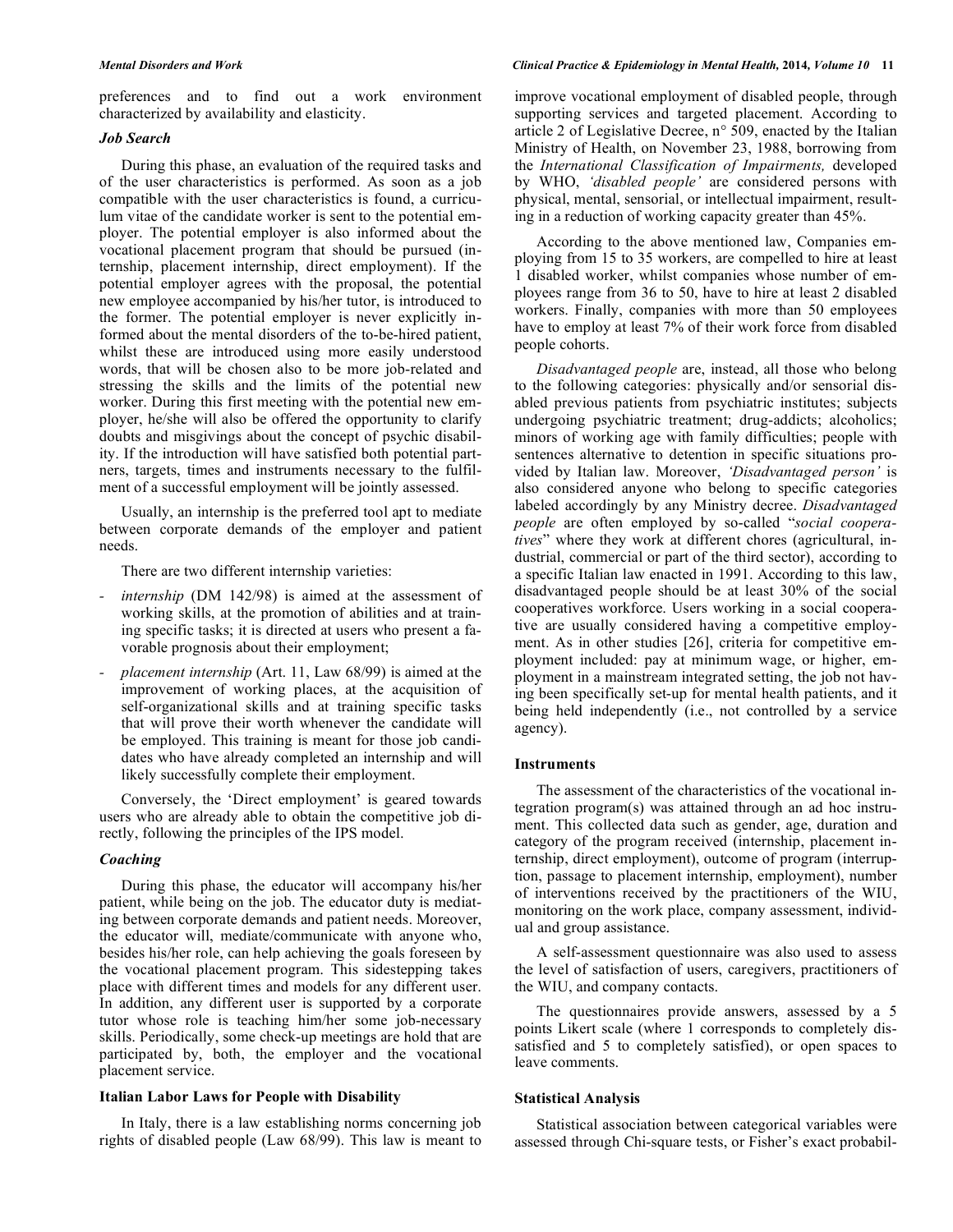preferences and to find out a work environment characterized by availability and elasticity.

### *Job Search*

During this phase, an evaluation of the required tasks and of the user characteristics is performed. As soon as a job compatible with the user characteristics is found, a curriculum vitae of the candidate worker is sent to the potential employer. The potential employer is also informed about the vocational placement program that should be pursued (internship, placement internship, direct employment). If the potential employer agrees with the proposal, the potential new employee accompanied by his/her tutor, is introduced to the former. The potential employer is never explicitly informed about the mental disorders of the to-be-hired patient, whilst these are introduced using more easily understood words, that will be chosen also to be more job-related and stressing the skills and the limits of the potential new worker. During this first meeting with the potential new employer, he/she will also be offered the opportunity to clarify doubts and misgivings about the concept of psychic disability. If the introduction will have satisfied both potential partners, targets, times and instruments necessary to the fulfilment of a successful employment will be jointly assessed.

Usually, an internship is the preferred tool apt to mediate between corporate demands of the employer and patient needs.

There are two different internship varieties:

- *internship* (DM 142/98) is aimed at the assessment of working skills, at the promotion of abilities and at training specific tasks; it is directed at users who present a favorable prognosis about their employment;
- *placement internship* (Art. 11, Law 68/99) is aimed at the improvement of working places, at the acquisition of self-organizational skills and at training specific tasks that will prove their worth whenever the candidate will be employed. This training is meant for those job candidates who have already completed an internship and will likely successfully complete their employment.

Conversely, the 'Direct employment' is geared towards users who are already able to obtain the competitive job directly, following the principles of the IPS model.

### *Coaching*

During this phase, the educator will accompany his/her patient, while being on the job. The educator duty is mediating between corporate demands and patient needs. Moreover, the educator will, mediate/communicate with anyone who, besides his/her role, can help achieving the goals foreseen by the vocational placement program. This sidestepping takes place with different times and models for any different user. In addition, any different user is supported by a corporate tutor whose role is teaching him/her some job-necessary skills. Periodically, some check-up meetings are hold that are participated by, both, the employer and the vocational placement service.

## Italian Labor Laws for People with Disability

In Italy, there is a law establishing norms concerning job rights of disabled people (Law 68/99). This law is meant to improve vocational employment of disabled people, through supporting services and targeted placement. According to article 2 of Legislative Decree, n° 509, enacted by the Italian Ministry of Health, on November 23, 1988, borrowing from the *International Classification of Impairments,* developed by WHO, *'disabled people'* are considered persons with physical, mental, sensorial, or intellectual impairment, resulting in a reduction of working capacity greater than 45%.

According to the above mentioned law, Companies employing from 15 to 35 workers, are compelled to hire at least 1 disabled worker, whilst companies whose number of employees range from 36 to 50, have to hire at least 2 disabled workers. Finally, companies with more than 50 employees have to employ at least 7% of their work force from disabled people cohorts.

*Disadvantaged people* are, instead, all those who belong to the following categories: physically and/or sensorial disabled previous patients from psychiatric institutes; subjects undergoing psychiatric treatment; drug-addicts; alcoholics; minors of working age with family difficulties; people with sentences alternative to detention in specific situations provided by Italian law. Moreover, *'Disadvantaged person'* is also considered anyone who belong to specific categories labeled accordingly by any Ministry decree. *Disadvantaged people* are often employed by so-called "*social cooperatives*" where they work at different chores (agricultural, industrial, commercial or part of the third sector), according to a specific Italian law enacted in 1991. According to this law, disadvantaged people should be at least 30% of the social cooperatives workforce. Users working in a social cooperative are usually considered having a competitive employment. As in other studies [26], criteria for competitive employment included: pay at minimum wage, or higher, employment in a mainstream integrated setting, the job not having been specifically set-up for mental health patients, and it being held independently (i.e., not controlled by a service agency).

## Instruments

The assessment of the characteristics of the vocational integration program(s) was attained through an ad hoc instrument. This collected data such as gender, age, duration and category of the program received (internship, placement internship, direct employment), outcome of program (interruption, passage to placement internship, employment), number of interventions received by the practitioners of the WIU, monitoring on the work place, company assessment, individual and group assistance.

A self-assessment questionnaire was also used to assess the level of satisfaction of users, caregivers, practitioners of the WIU, and company contacts.

The questionnaires provide answers, assessed by a 5 points Likert scale (where 1 corresponds to completely dissatisfied and 5 to completely satisfied), or open spaces to leave comments.

## Statistical Analysis

Statistical association between categorical variables were assessed through Chi-square tests, or Fisher's exact probabil-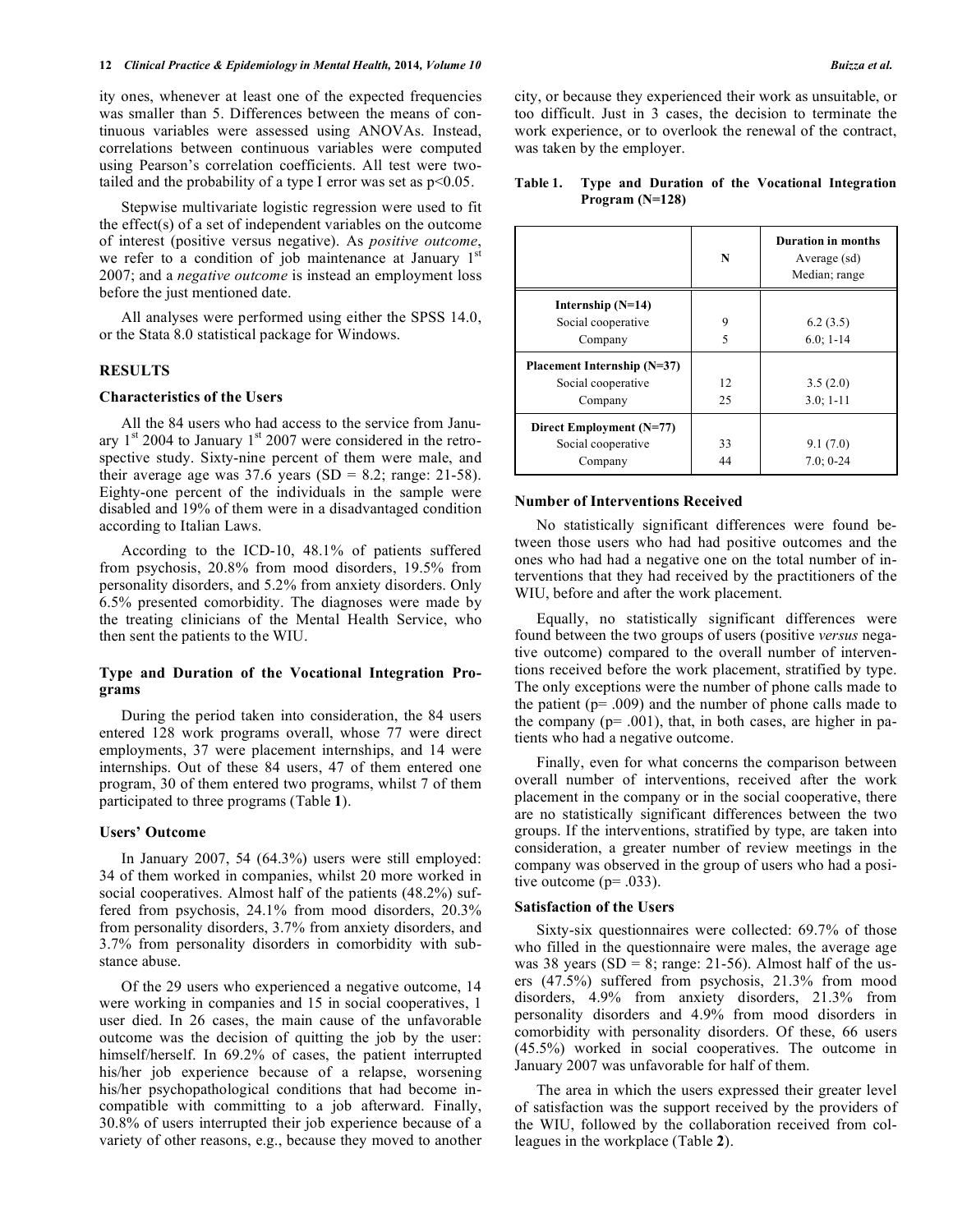ity ones, whenever at least one of the expected frequencies was smaller than 5. Differences between the means of continuous variables were assessed using ANOVAs. Instead, correlations between continuous variables were computed using Pearson's correlation coefficients. All test were two-tailed and the probability of a type I error was set as $p<0.05$.

Stepwise multivariate logistic regression were used to fit the effect(s) of a set of independent variables on the outcome of interest (positive versus negative). As *positive outcome*, we refer to a condition of job maintenance at January 1st 2007; and a *negative outcome* is instead an employment loss before the just mentioned date.

All analyses were performed using either the SPSS 14.0, or the Stata 8.0 statistical package for Windows.

## RESULTS

### Characteristics of the Users

All the 84 users who had access to the service from January 1st 2004 to January 1st 2007 were considered in the retrospective study. Sixty-nine percent of them were male, and their average age was 37.6 years (SD = 8.2; range: 21-58). Eighty-one percent of the individuals in the sample were disabled and 19% of them were in a disadvantaged condition according to Italian Laws.

According to the ICD-10, 48.1% of patients suffered from psychosis, 20.8% from mood disorders, 19.5% from personality disorders, and 5.2% from anxiety disorders. Only 6.5% presented comorbidity. The diagnoses were made by the treating clinicians of the Mental Health Service, who then sent the patients to the WIU.

### Type and Duration of the Vocational Integration Programs

During the period taken into consideration, the 84 users entered 128 work programs overall, whose 77 were direct employments, 37 were placement internships, and 14 were internships. Out of these 84 users, 47 of them entered one program, 30 of them entered two programs, whilst 7 of them participated to three programs (Table **1**).

### Users' Outcome

In January 2007, 54 (64.3%) users were still employed: 34 of them worked in companies, whilst 20 more worked in social cooperatives. Almost half of the patients (48.2%) suffered from psychosis, 24.1% from mood disorders, 20.3% from personality disorders, 3.7% from anxiety disorders, and 3.7% from personality disorders in comorbidity with substance abuse.

Of the 29 users who experienced a negative outcome, 14 were working in companies and 15 in social cooperatives, 1 user died. In 26 cases, the main cause of the unfavorable outcome was the decision of quitting the job by the user: himself/herself. In 69.2% of cases, the patient interrupted his/her job experience because of a relapse, worsening his/her psychopathological conditions that had become incompatible with committing to a job afterward. Finally, 30.8% of users interrupted their job experience because of a variety of other reasons, e.g., because they moved to another city, or because they experienced their work as unsuitable, or too difficult. Just in 3 cases, the decision to terminate the work experience, or to overlook the renewal of the contract, was taken by the employer.

**Table 1. Type and Duration of the Vocational Integration Program (N=128)**

| | N | Duration in months Average (sd) Median; range |
|---|---|---|
| **Internship (N=14)** | | |
| Social cooperative | 9 | 6.2 (3.5) |
| Company | 5 | 6.0; 1-14 |
| **Placement Internship (N=37)** | | |
| Social cooperative | 12 | 3.5 (2.0) |
| Company | 25 | 3.0; 1-11 |
| **Direct Employment (N=77)** | | |
| Social cooperative | 33 | 9.1 (7.0) |
| Company | 44 | 7.0; 0-24 |

### Number of Interventions Received

No statistically significant differences were found between those users who had had positive outcomes and the ones who had had a negative one on the total number of interventions that they had received by the practitioners of the WIU, before and after the work placement.

Equally, no statistically significant differences were found between the two groups of users (positive *versus* negative outcome) compared to the overall number of interventions received before the work placement, stratified by type. The only exceptions were the number of phone calls made to the patient ($p= .009$) and the number of phone calls made to the company ($p= .001$), that, in both cases, are higher in patients who had a negative outcome.

Finally, even for what concerns the comparison between overall number of interventions, received after the work placement in the company or in the social cooperative, there are no statistically significant differences between the two groups. If the interventions, stratified by type, are taken into consideration, a greater number of review meetings in the company was observed in the group of users who had a positive outcome ($p= .033$).

### Satisfaction of the Users

Sixty-six questionnaires were collected: 69.7% of those who filled in the questionnaire were males, the average age was 38 years (SD = 8; range: 21-56). Almost half of the users (47.5%) suffered from psychosis, 21.3% from mood disorders, 4.9% from anxiety disorders, 21.3% from personality disorders and 4.9% from mood disorders in comorbidity with personality disorders. Of these, 66 users (45.5%) worked in social cooperatives. The outcome in January 2007 was unfavorable for half of them.

The area in which the users expressed their greater level of satisfaction was the support received by the providers of the WIU, followed by the collaboration received from colleagues in the workplace (Table **2**).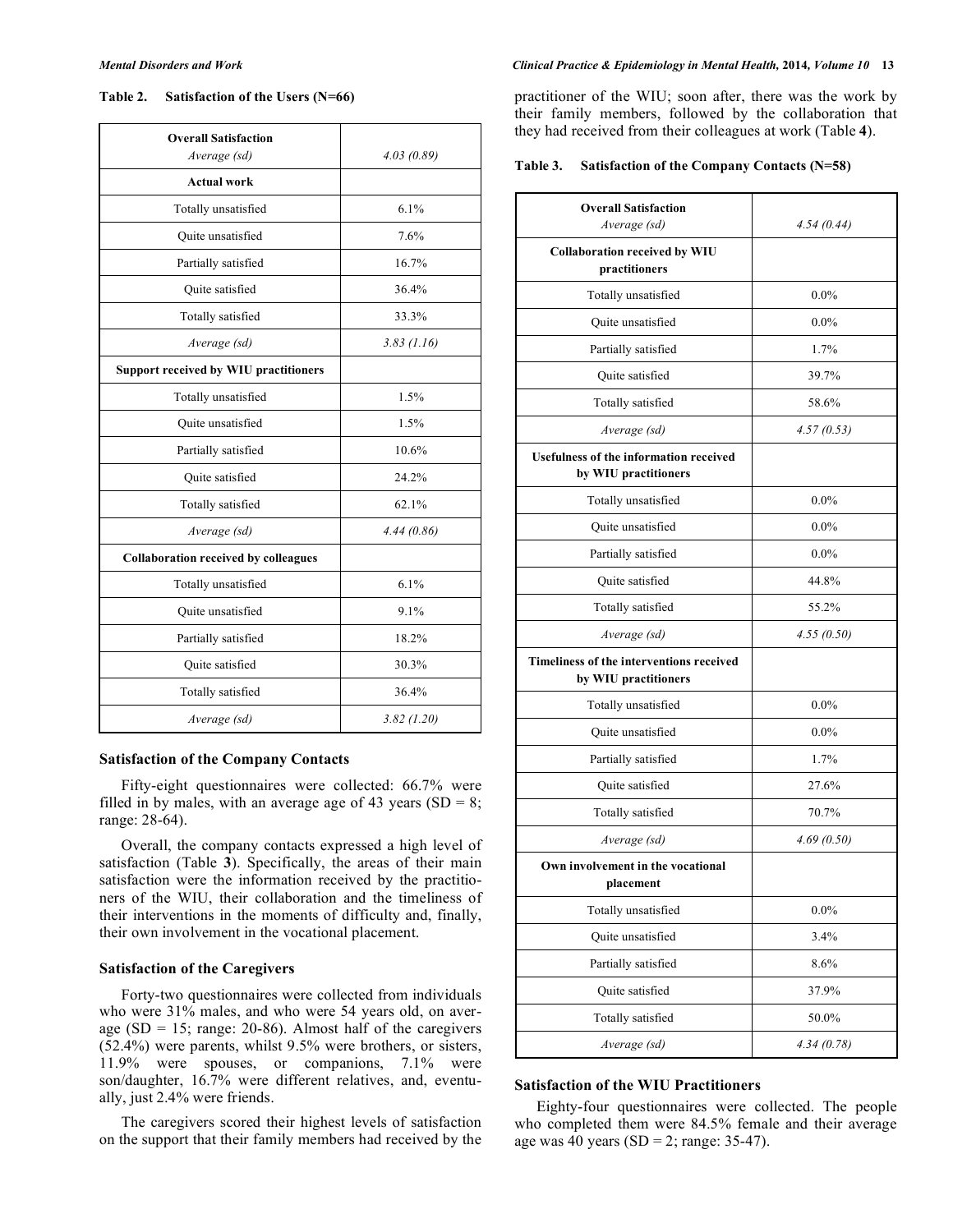**Table 2. Satisfaction of the Users (N=66)**

| **Overall Satisfaction** *Average (sd)* | *4.03 (0.89)* |
| --- | --- |
| **Actual work** | |
| Totally unsatisfied | 6.1% |
| Quite unsatisfied | 7.6% |
| Partially satisfied | 16.7% |
| Quite satisfied | 36.4% |
| Totally satisfied | 33.3% |
| *Average (sd)* | *3.83 (1.16)* |
| **Support received by WIU practitioners** | |
| Totally unsatisfied | 1.5% |
| Quite unsatisfied | 1.5% |
| Partially satisfied | 10.6% |
| Quite satisfied | 24.2% |
| Totally satisfied | 62.1% |
| *Average (sd)* | *4.44 (0.86)* |
| **Collaboration received by colleagues** | |
| Totally unsatisfied | 6.1% |
| Quite unsatisfied | 9.1% |
| Partially satisfied | 18.2% |
| Quite satisfied | 30.3% |
| Totally satisfied | 36.4% |
| *Average (sd)* | *3.82 (1.20)* |

### Satisfaction of the Company Contacts

Fifty-eight questionnaires were collected: 66.7% were filled in by males, with an average age of 43 years (SD = 8; range: 28-64).

Overall, the company contacts expressed a high level of satisfaction (Table **3**). Specifically, the areas of their main satisfaction were the information received by the practitioners of the WIU, their collaboration and the timeliness of their interventions in the moments of difficulty and, finally, their own involvement in the vocational placement.

### Satisfaction of the Caregivers

Forty-two questionnaires were collected from individuals who were 31% males, and who were 54 years old, on average (SD = 15; range: 20-86). Almost half of the caregivers (52.4%) were parents, whilst 9.5% were brothers, or sisters, 11.9% were spouses, or companions, 7.1% were son/daughter, 16.7% were different relatives, and, eventually, just 2.4% were friends.

The caregivers scored their highest levels of satisfaction on the support that their family members had received by the practitioner of the WIU; soon after, there was the work by their family members, followed by the collaboration that they had received from their colleagues at work (Table **4**).

**Table 3. Satisfaction of the Company Contacts (N=58)**

| **Overall Satisfaction** *Average (sd)* | *4.54 (0.44)* |
| --- | --- |
| **Collaboration received by WIU practitioners** | |
| Totally unsatisfied | 0.0% |
| Quite unsatisfied | 0.0% |
| Partially satisfied | 1.7% |
| Quite satisfied | 39.7% |
| Totally satisfied | 58.6% |
| *Average (sd)* | *4.57 (0.53)* |
| **Usefulness of the information received by WIU practitioners** | |
| Totally unsatisfied | 0.0% |
| Quite unsatisfied | 0.0% |
| Partially satisfied | 0.0% |
| Quite satisfied | 44.8% |
| Totally satisfied | 55.2% |
| *Average (sd)* | *4.55 (0.50)* |
| **Timeliness of the interventions received by WIU practitioners** | |
| Totally unsatisfied | 0.0% |
| Quite unsatisfied | 0.0% |
| Partially satisfied | 1.7% |
| Quite satisfied | 27.6% |
| Totally satisfied | 70.7% |
| *Average (sd)* | *4.69 (0.50)* |
| **Own involvement in the vocational placement** | |
| Totally unsatisfied | 0.0% |
| Quite unsatisfied | 3.4% |
| Partially satisfied | 8.6% |
| Quite satisfied | 37.9% |
| Totally satisfied | 50.0% |
| *Average (sd)* | *4.34 (0.78)* |

### Satisfaction of the WIU Practitioners

Eighty-four questionnaires were collected. The people who completed them were 84.5% female and their average age was 40 years (SD = 2; range: 35-47).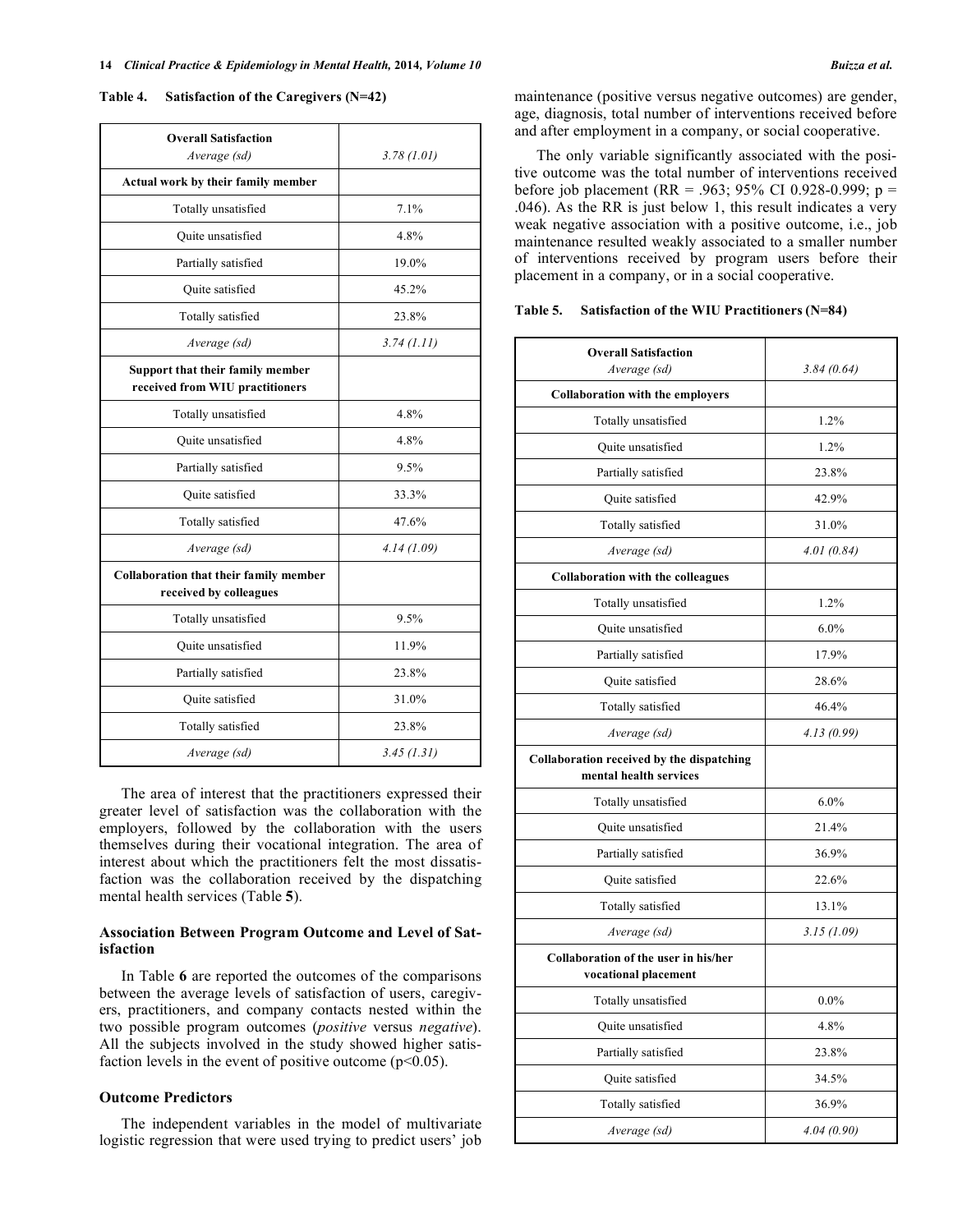**Table 4. Satisfaction of the Caregivers (N=42)**

| **Overall Satisfaction** *Average (sd)* | *3.78 (1.01)* |
|---|---|
| **Actual work by their family member** | |
| Totally unsatisfied | 7.1% |
| Quite unsatisfied | 4.8% |
| Partially satisfied | 19.0% |
| Quite satisfied | 45.2% |
| Totally satisfied | 23.8% |
| *Average (sd)* | *3.74 (1.11)* |
| **Support that their family member received from WIU practitioners** | |
| Totally unsatisfied | 4.8% |
| Quite unsatisfied | 4.8% |
| Partially satisfied | 9.5% |
| Quite satisfied | 33.3% |
| Totally satisfied | 47.6% |
| *Average (sd)* | *4.14 (1.09)* |
| **Collaboration that their family member received by colleagues** | |
| Totally unsatisfied | 9.5% |
| Quite unsatisfied | 11.9% |
| Partially satisfied | 23.8% |
| Quite satisfied | 31.0% |
| Totally satisfied | 23.8% |
| *Average (sd)* | *3.45 (1.31)* |

The area of interest that the practitioners expressed their greater level of satisfaction was the collaboration with the employers, followed by the collaboration with the users themselves during their vocational integration. The area of interest about which the practitioners felt the most dissatisfaction was the collaboration received by the dispatching mental health services (Table **5**).

### Association Between Program Outcome and Level of Satisfaction

In Table **6** are reported the outcomes of the comparisons between the average levels of satisfaction of users, caregivers, practitioners, and company contacts nested within the two possible program outcomes (*positive* versus *negative*). All the subjects involved in the study showed higher satisfaction levels in the event of positive outcome ($p<0.05$).

### Outcome Predictors

The independent variables in the model of multivariate logistic regression that were used trying to predict users' job maintenance (positive versus negative outcomes) are gender, age, diagnosis, total number of interventions received before and after employment in a company, or social cooperative.

The only variable significantly associated with the positive outcome was the total number of interventions received before job placement (RR = .963; 95% CI 0.928-0.999; p = .046). As the RR is just below 1, this result indicates a very weak negative association with a positive outcome, i.e., job maintenance resulted weakly associated to a smaller number of interventions received by program users before their placement in a company, or in a social cooperative.

**Table 5. Satisfaction of the WIU Practitioners (N=84)**

| **Overall Satisfaction** *Average (sd)* | *3.84 (0.64)* |
|---|---|
| **Collaboration with the employers** | |
| Totally unsatisfied | 1.2% |
| Quite unsatisfied | 1.2% |
| Partially satisfied | 23.8% |
| Quite satisfied | 42.9% |
| Totally satisfied | 31.0% |
| *Average (sd)* | *4.01 (0.84)* |
| **Collaboration with the colleagues** | |
| Totally unsatisfied | 1.2% |
| Quite unsatisfied | 6.0% |
| Partially satisfied | 17.9% |
| Quite satisfied | 28.6% |
| Totally satisfied | 46.4% |
| *Average (sd)* | *4.13 (0.99)* |
| **Collaboration received by the dispatching mental health services** | |
| Totally unsatisfied | 6.0% |
| Quite unsatisfied | 21.4% |
| Partially satisfied | 36.9% |
| Quite satisfied | 22.6% |
| Totally satisfied | 13.1% |
| *Average (sd)* | *3.15 (1.09)* |
| **Collaboration of the user in his/her vocational placement** | |
| Totally unsatisfied | 0.0% |
| Quite unsatisfied | 4.8% |
| Partially satisfied | 23.8% |
| Quite satisfied | 34.5% |
| Totally satisfied | 36.9% |
| *Average (sd)* | *4.04 (0.90)* |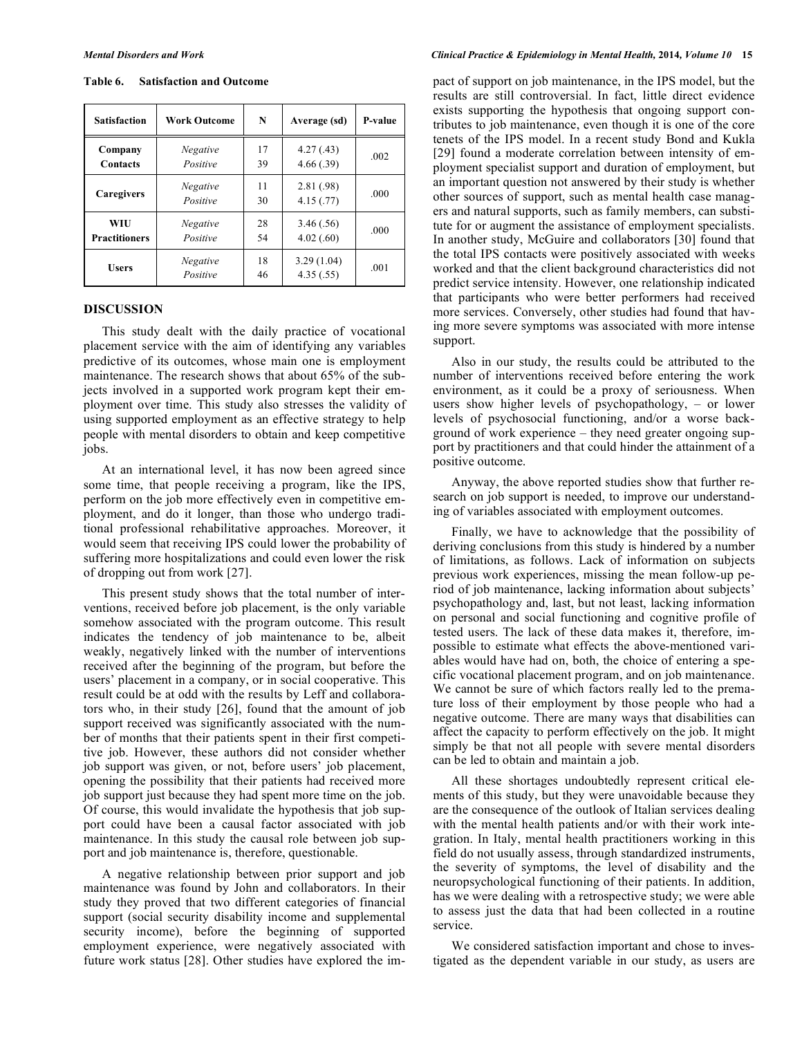**Table 6. Satisfaction and Outcome**

| Satisfaction | Work Outcome | N | Average (sd) | P-value |
|---|---|---|---|---|
| **Company Contacts** | *Negative* | 17 | 4.27 (.43) | .002 |
| | *Positive* | 39 | 4.66 (.39) | |
| **Caregivers** | *Negative* | 11 | 2.81 (.98) | .000 |
| | *Positive* | 30 | 4.15 (.77) | |
| **WIU Practitioners** | *Negative* | 28 | 3.46 (.56) | .000 |
| | *Positive* | 54 | 4.02 (.60) | |
| **Users** | *Negative* | 18 | 3.29 (1.04) | .001 |
| | *Positive* | 46 | 4.35 (.55) | |

## DISCUSSION

This study dealt with the daily practice of vocational placement service with the aim of identifying any variables predictive of its outcomes, whose main one is employment maintenance. The research shows that about 65% of the subjects involved in a supported work program kept their employment over time. This study also stresses the validity of using supported employment as an effective strategy to help people with mental disorders to obtain and keep competitive jobs.

At an international level, it has now been agreed since some time, that people receiving a program, like the IPS, perform on the job more effectively even in competitive employment, and do it longer, than those who undergo traditional professional rehabilitative approaches. Moreover, it would seem that receiving IPS could lower the probability of suffering more hospitalizations and could even lower the risk of dropping out from work [27].

This present study shows that the total number of interventions, received before job placement, is the only variable somehow associated with the program outcome. This result indicates the tendency of job maintenance to be, albeit weakly, negatively linked with the number of interventions received after the beginning of the program, but before the users' placement in a company, or in social cooperative. This result could be at odd with the results by Leff and collaborators who, in their study [26], found that the amount of job support received was significantly associated with the number of months that their patients spent in their first competitive job. However, these authors did not consider whether job support was given, or not, before users' job placement, opening the possibility that their patients had received more job support just because they had spent more time on the job. Of course, this would invalidate the hypothesis that job support could have been a causal factor associated with job maintenance. In this study the causal role between job support and job maintenance is, therefore, questionable.

A negative relationship between prior support and job maintenance was found by John and collaborators. In their study they proved that two different categories of financial support (social security disability income and supplemental security income), before the beginning of supported employment experience, were negatively associated with future work status [28]. Other studies have explored the impact of support on job maintenance, in the IPS model, but the results are still controversial. In fact, little direct evidence exists supporting the hypothesis that ongoing support contributes to job maintenance, even though it is one of the core tenets of the IPS model. In a recent study Bond and Kukla [29] found a moderate correlation between intensity of employment specialist support and duration of employment, but an important question not answered by their study is whether other sources of support, such as mental health case managers and natural supports, such as family members, can substitute for or augment the assistance of employment specialists. In another study, McGuire and collaborators [30] found that the total IPS contacts were positively associated with weeks worked and that the client background characteristics did not predict service intensity. However, one relationship indicated that participants who were better performers had received more services. Conversely, other studies had found that having more severe symptoms was associated with more intense support.

Also in our study, the results could be attributed to the number of interventions received before entering the work environment, as it could be a proxy of seriousness. When users show higher levels of psychopathology, – or lower levels of psychosocial functioning, and/or a worse background of work experience – they need greater ongoing support by practitioners and that could hinder the attainment of a positive outcome.

Anyway, the above reported studies show that further research on job support is needed, to improve our understanding of variables associated with employment outcomes.

Finally, we have to acknowledge that the possibility of deriving conclusions from this study is hindered by a number of limitations, as follows. Lack of information on subjects previous work experiences, missing the mean follow-up period of job maintenance, lacking information about subjects' psychopathology and, last, but not least, lacking information on personal and social functioning and cognitive profile of tested users. The lack of these data makes it, therefore, impossible to estimate what effects the above-mentioned variables would have had on, both, the choice of entering a specific vocational placement program, and on job maintenance. We cannot be sure of which factors really led to the premature loss of their employment by those people who had a negative outcome. There are many ways that disabilities can affect the capacity to perform effectively on the job. It might simply be that not all people with severe mental disorders can be led to obtain and maintain a job.

All these shortages undoubtedly represent critical elements of this study, but they were unavoidable because they are the consequence of the outlook of Italian services dealing with the mental health patients and/or with their work integration. In Italy, mental health practitioners working in this field do not usually assess, through standardized instruments, the severity of symptoms, the level of disability and the neuropsychological functioning of their patients. In addition, has we were dealing with a retrospective study; we were able to assess just the data that had been collected in a routine service.

We considered satisfaction important and chose to investigated as the dependent variable in our study, as users are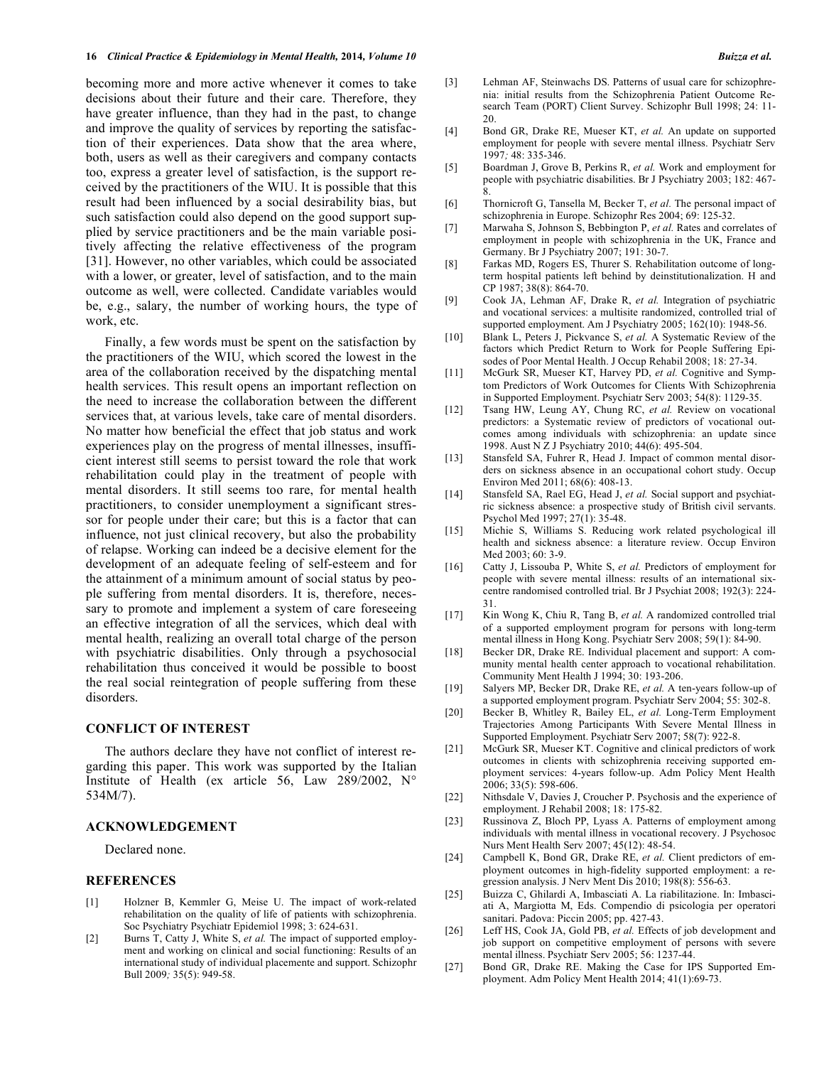becoming more and more active whenever it comes to take decisions about their future and their care. Therefore, they have greater influence, than they had in the past, to change and improve the quality of services by reporting the satisfaction of their experiences. Data show that the area where, both, users as well as their caregivers and company contacts too, express a greater level of satisfaction, is the support received by the practitioners of the WIU. It is possible that this result had been influenced by a social desirability bias, but such satisfaction could also depend on the good support supplied by service practitioners and be the main variable positively affecting the relative effectiveness of the program [31]. However, no other variables, which could be associated with a lower, or greater, level of satisfaction, and to the main outcome as well, were collected. Candidate variables would be, e.g., salary, the number of working hours, the type of work, etc.

Finally, a few words must be spent on the satisfaction by the practitioners of the WIU, which scored the lowest in the area of the collaboration received by the dispatching mental health services. This result opens an important reflection on the need to increase the collaboration between the different services that, at various levels, take care of mental disorders. No matter how beneficial the effect that job status and work experiences play on the progress of mental illnesses, insufficient interest still seems to persist toward the role that work rehabilitation could play in the treatment of people with mental disorders. It still seems too rare, for mental health practitioners, to consider unemployment a significant stressor for people under their care; but this is a factor that can influence, not just clinical recovery, but also the probability of relapse. Working can indeed be a decisive element for the development of an adequate feeling of self-esteem and for the attainment of a minimum amount of social status by people suffering from mental disorders. It is, therefore, necessary to promote and implement a system of care foreseeing an effective integration of all the services, which deal with mental health, realizing an overall total charge of the person with psychiatric disabilities. Only through a psychosocial rehabilitation thus conceived it would be possible to boost the real social reintegration of people suffering from these disorders.

## CONFLICT OF INTEREST

The authors declare they have not conflict of interest regarding this paper. This work was supported by the Italian Institute of Health (ex article 56, Law 289/2002, N° 534M/7).

## ACKNOWLEDGEMENT

Declared none.

## REFERENCES

[1] Holzner B, Kemmler G, Meise U. The impact of work-related rehabilitation on the quality of life of patients with schizophrenia. Soc Psychiatry Psychiatr Epidemiol 1998; 3: 624-631.

[2] Burns T, Catty J, White S, *et al.* The impact of supported employment and working on clinical and social functioning: Results of an international study of individual placemente and support. Schizophr Bull 2009; 35(5): 949-58.

[3] Lehman AF, Steinwachs DS. Patterns of usual care for schizophrenia: initial results from the Schizophrenia Patient Outcome Research Team (PORT) Client Survey. Schizophr Bull 1998; 24: 11-20.

[4] Bond GR, Drake RE, Mueser KT, *et al.* An update on supported employment for people with severe mental illness. Psychiatr Serv 1997; 48: 335-346.

[5] Boardman J, Grove B, Perkins R, *et al.* Work and employment for people with psychiatric disabilities. Br J Psychiatry 2003; 182: 467-8.

[6] Thornicroft G, Tansella M, Becker T, *et al.* The personal impact of schizophrenia in Europe. Schizophr Res 2004; 69: 125-32.

[7] Marwaha S, Johnson S, Bebbington P, *et al.* Rates and correlates of employment in people with schizophrenia in the UK, France and Germany. Br J Psychiatry 2007; 191: 30-7.

[8] Farkas MD, Rogers ES, Thurer S. Rehabilitation outcome of long-term hospital patients left behind by deinstitutionalization. H and CP 1987; 38(8): 864-70.

[9] Cook JA, Lehman AF, Drake R, *et al.* Integration of psychiatric and vocational services: a multisite randomized, controlled trial of supported employment. Am J Psychiatry 2005; 162(10): 1948-56.

[10] Blank L, Peters J, Pickvance S, *et al.* A Systematic Review of the factors which Predict Return to Work for People Suffering Episodes of Poor Mental Health. J Occup Rehabil 2008; 18: 27-34.

[11] McGurk SR, Mueser KT, Harvey PD, *et al.* Cognitive and Symptom Predictors of Work Outcomes for Clients With Schizophrenia in Supported Employment. Psychiatr Serv 2003; 54(8): 1129-35.

[12] Tsang HW, Leung AY, Chung RC, *et al.* Review on vocational predictors: a Systematic review of predictors of vocational outcomes among individuals with schizophrenia: an update since 1998. Aust N Z J Psychiatry 2010; 44(6): 495-504.

[13] Stansfeld SA, Fuhrer R, Head J. Impact of common mental disorders on sickness absence in an occupational cohort study. Occup Environ Med 2011; 68(6): 408-13.

[14] Stansfeld SA, Rael EG, Head J, *et al.* Social support and psychiatric sickness absence: a prospective study of British civil servants. Psychol Med 1997; 27(1): 35-48.

[15] Michie S, Williams S. Reducing work related psychological ill health and sickness absence: a literature review. Occup Environ Med 2003; 60: 3-9.

[16] Catty J, Lissouba P, White S, *et al.* Predictors of employment for people with severe mental illness: results of an international six-centre randomised controlled trial. Br J Psychiat 2008; 192(3): 224-31.

[17] Kin Wong K, Chiu R, Tang B, *et al.* A randomized controlled trial of a supported employment program for persons with long-term mental illness in Hong Kong. Psychiatr Serv 2008; 59(1): 84-90.

[18] Becker DR, Drake RE. Individual placement and support: A community mental health center approach to vocational rehabilitation. Community Ment Health J 1994; 30: 193-206.

[19] Salyers MP, Becker DR, Drake RE, *et al.* A ten-years follow-up of a supported employment program. Psychiatr Serv 2004; 55: 302-8.

[20] Becker B, Whitley R, Bailey EL, *et al.* Long-Term Employment Trajectories Among Participants With Severe Mental Illness in Supported Employment. Psychiatr Serv 2007; 58(7): 922-8.

[21] McGurk SR, Mueser KT. Cognitive and clinical predictors of work outcomes in clients with schizophrenia receiving supported employment services: 4-years follow-up. Adm Policy Ment Health 2006; 33(5): 598-606.

[22] Nithsdale V, Davies J, Croucher P. Psychosis and the experience of employment. J Rehabil 2008; 18: 175-82.

[23] Russinova Z, Bloch PP, Lyass A. Patterns of employment among individuals with mental illness in vocational recovery. J Psychosoc Nurs Ment Health Serv 2007; 45(12): 48-54.

[24] Campbell K, Bond GR, Drake RE, *et al.* Client predictors of employment outcomes in high-fidelity supported employment: a regression analysis. J Nerv Ment Dis 2010; 198(8): 556-63.

[25] Buizza C, Ghilardi A, Imbasciati A. La riabilitazione. In: Imbasciati A, Margiotta M, Eds. Compendio di psicologia per operatori sanitari. Padova: Piccin 2005; pp. 427-43.

[26] Leff HS, Cook JA, Gold PB, *et al.* Effects of job development and job support on competitive employment of persons with severe mental illness. Psychiatr Serv 2005; 56: 1237-44.

[27] Bond GR, Drake RE. Making the Case for IPS Supported Employment. Adm Policy Ment Health 2014; 41(1):69-73.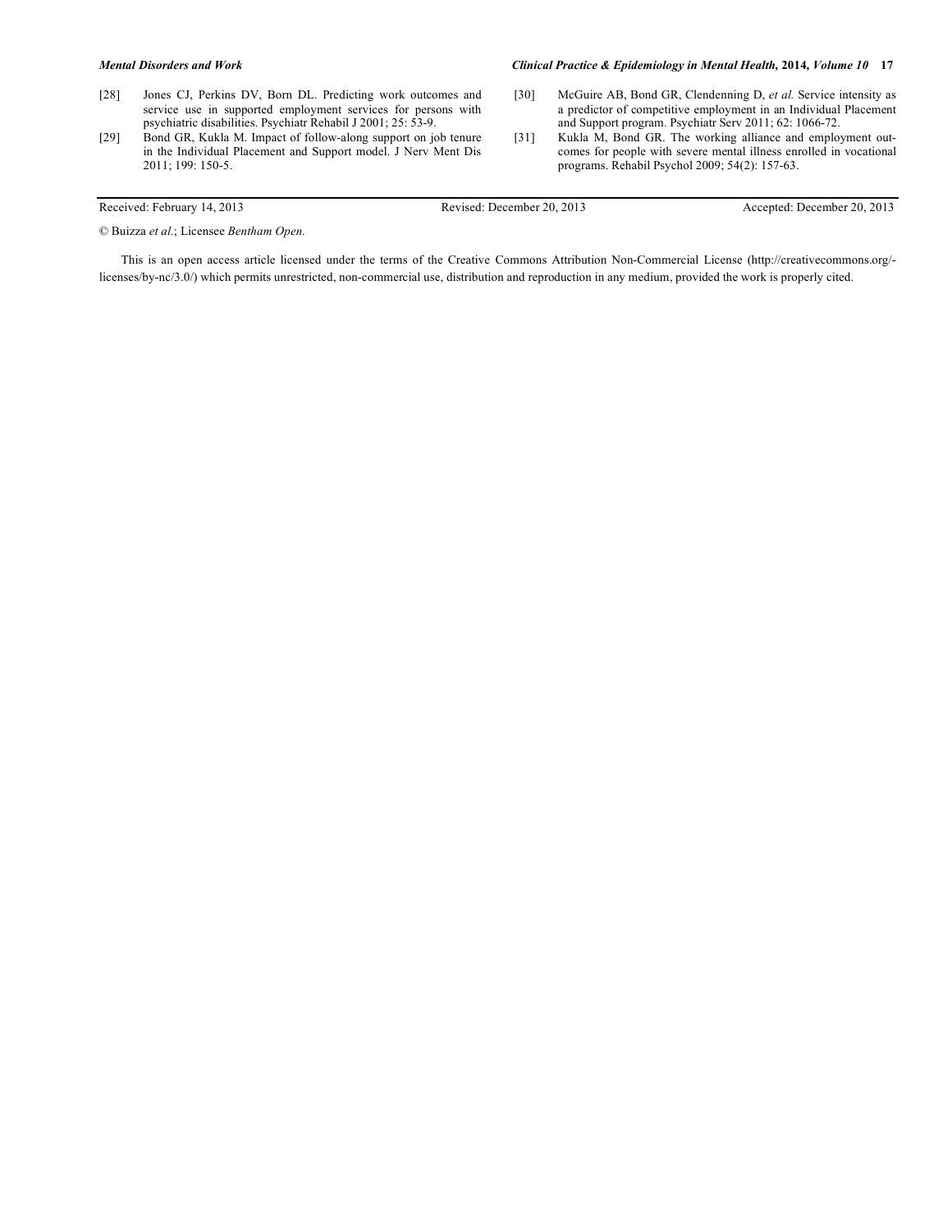[28] Jones CJ, Perkins DV, Born DL. Predicting work outcomes and service use in supported employment services for persons with psychiatric disabilities. Psychiatr Rehabil J 2001; 25: 53-9.

[29] Bond GR, Kukla M. Impact of follow-along support on job tenure in the Individual Placement and Support model. J Nerv Ment Dis 2011; 199: 150-5.

[30] McGuire AB, Bond GR, Clendenning D, *et al.* Service intensity as a predictor of competitive employment in an Individual Placement and Support program. Psychiatr Serv 2011; 62: 1066-72.

[31] Kukla M, Bond GR. The working alliance and employment outcomes for people with severe mental illness enrolled in vocational programs. Rehabil Psychol 2009; 54(2): 157-63.

Received: February 14, 2013 | Revised: December 20, 2013 | Accepted: December 20, 2013

© Buizza *et al.*; Licensee *Bentham Open.*

This is an open access article licensed under the terms of the Creative Commons Attribution Non-Commercial License (http://creativecommons.org/-licenses/by-nc/3.0/) which permits unrestricted, non-commercial use, distribution and reproduction in any medium, provided the work is properly cited.